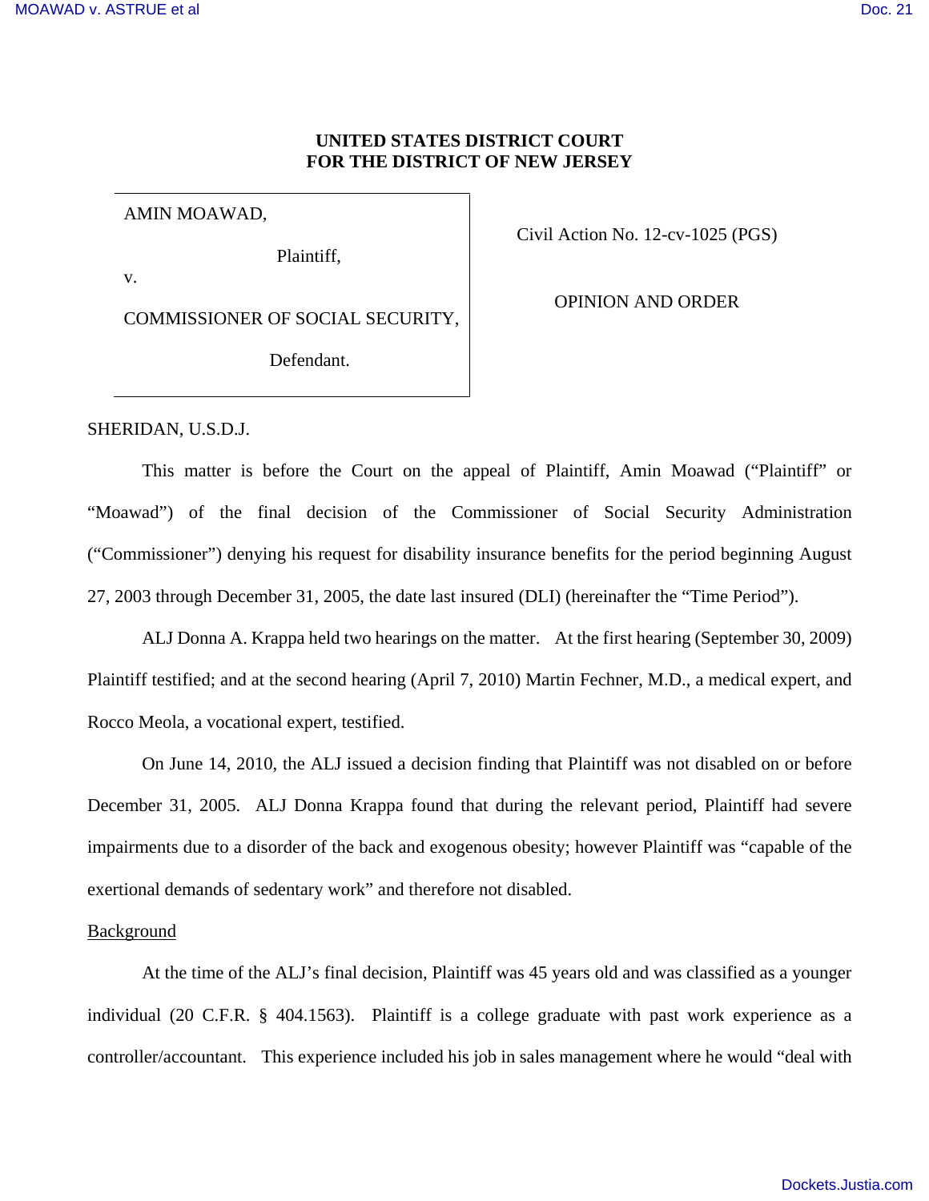**UNITED STATES DISTRICT COURT**
**FOR THE DISTRICT OF NEW JERSEY**

| | |
|---|---|
| AMIN MOAWAD, Plaintiff, v. COMMISSIONER OF SOCIAL SECURITY, Defendant. | Civil Action No. 12-cv-1025 (PGS) OPINION AND ORDER |

SHERIDAN, U.S.D.J.

This matter is before the Court on the appeal of Plaintiff, Amin Moawad ("Plaintiff" or "Moawad") of the final decision of the Commissioner of Social Security Administration ("Commissioner") denying his request for disability insurance benefits for the period beginning August 27, 2003 through December 31, 2005, the date last insured (DLI) (hereinafter the "Time Period").

ALJ Donna A. Krappa held two hearings on the matter. At the first hearing (September 30, 2009) Plaintiff testified; and at the second hearing (April 7, 2010) Martin Fechner, M.D., a medical expert, and Rocco Meola, a vocational expert, testified.

On June 14, 2010, the ALJ issued a decision finding that Plaintiff was not disabled on or before December 31, 2005. ALJ Donna Krappa found that during the relevant period, Plaintiff had severe impairments due to a disorder of the back and exogenous obesity; however Plaintiff was "capable of the exertional demands of sedentary work" and therefore not disabled.

Background

At the time of the ALJ's final decision, Plaintiff was 45 years old and was classified as a younger individual (20 C.F.R. § 404.1563). Plaintiff is a college graduate with past work experience as a controller/accountant. This experience included his job in sales management where he would "deal with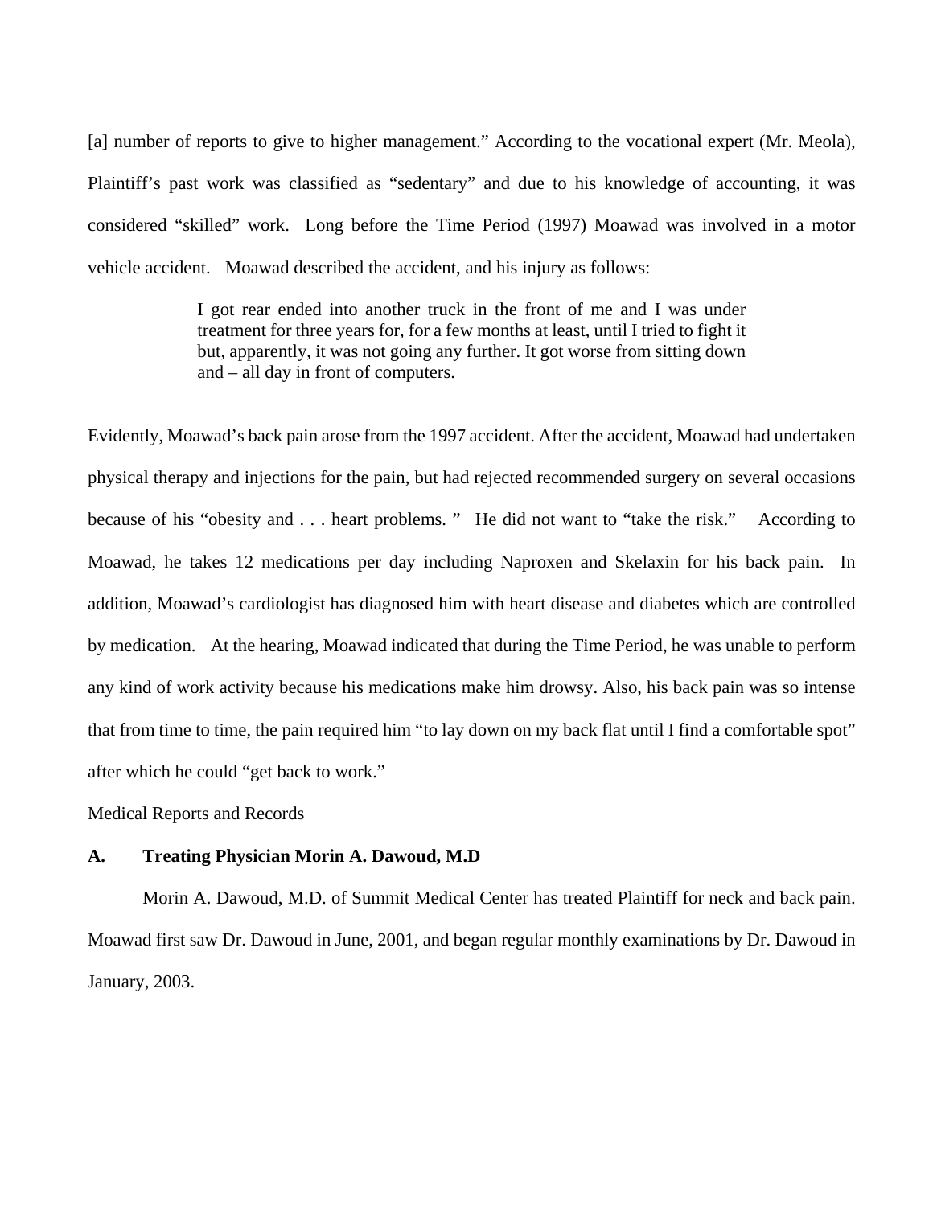[a] number of reports to give to higher management." According to the vocational expert (Mr. Meola), Plaintiff's past work was classified as "sedentary" and due to his knowledge of accounting, it was considered "skilled" work. Long before the Time Period (1997) Moawad was involved in a motor vehicle accident. Moawad described the accident, and his injury as follows:

> I got rear ended into another truck in the front of me and I was under treatment for three years for, for a few months at least, until I tried to fight it but, apparently, it was not going any further. It got worse from sitting down and – all day in front of computers.

Evidently, Moawad's back pain arose from the 1997 accident. After the accident, Moawad had undertaken physical therapy and injections for the pain, but had rejected recommended surgery on several occasions because of his "obesity and . . . heart problems. " He did not want to "take the risk." According to Moawad, he takes 12 medications per day including Naproxen and Skelaxin for his back pain. In addition, Moawad's cardiologist has diagnosed him with heart disease and diabetes which are controlled by medication. At the hearing, Moawad indicated that during the Time Period, he was unable to perform any kind of work activity because his medications make him drowsy. Also, his back pain was so intense that from time to time, the pain required him "to lay down on my back flat until I find a comfortable spot" after which he could "get back to work."

<u>Medical Reports and Records</u>

**A. Treating Physician Morin A. Dawoud, M.D**

Morin A. Dawoud, M.D. of Summit Medical Center has treated Plaintiff for neck and back pain. Moawad first saw Dr. Dawoud in June, 2001, and began regular monthly examinations by Dr. Dawoud in January, 2003.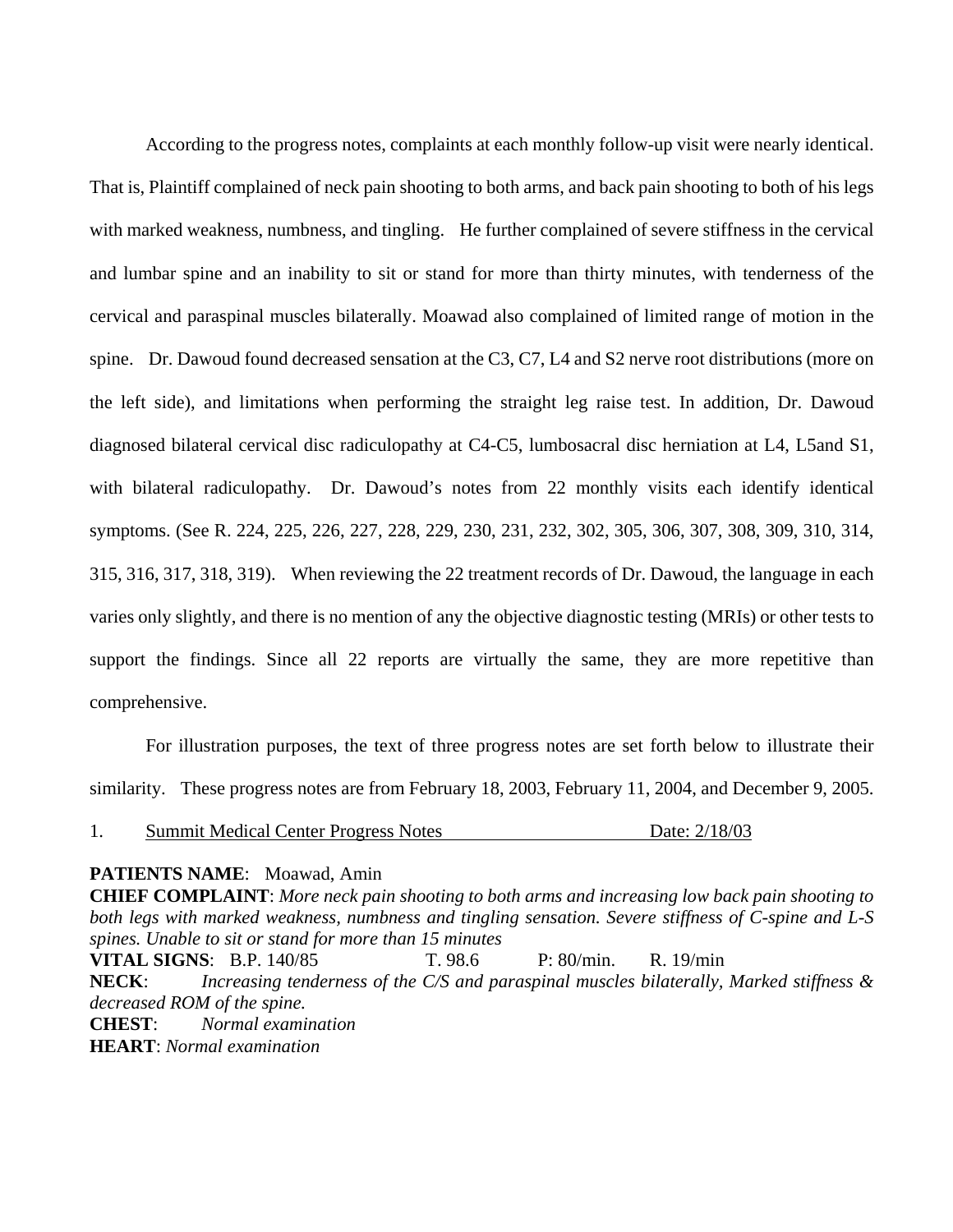According to the progress notes, complaints at each monthly follow-up visit were nearly identical. That is, Plaintiff complained of neck pain shooting to both arms, and back pain shooting to both of his legs with marked weakness, numbness, and tingling. He further complained of severe stiffness in the cervical and lumbar spine and an inability to sit or stand for more than thirty minutes, with tenderness of the cervical and paraspinal muscles bilaterally. Moawad also complained of limited range of motion in the spine. Dr. Dawoud found decreased sensation at the C3, C7, L4 and S2 nerve root distributions (more on the left side), and limitations when performing the straight leg raise test. In addition, Dr. Dawoud diagnosed bilateral cervical disc radiculopathy at C4-C5, lumbosacral disc herniation at L4, L5and S1, with bilateral radiculopathy. Dr. Dawoud's notes from 22 monthly visits each identify identical symptoms. (See R. 224, 225, 226, 227, 228, 229, 230, 231, 232, 302, 305, 306, 307, 308, 309, 310, 314, 315, 316, 317, 318, 319). When reviewing the 22 treatment records of Dr. Dawoud, the language in each varies only slightly, and there is no mention of any the objective diagnostic testing (MRIs) or other tests to support the findings. Since all 22 reports are virtually the same, they are more repetitive than comprehensive.

For illustration purposes, the text of three progress notes are set forth below to illustrate their similarity. These progress notes are from February 18, 2003, February 11, 2004, and December 9, 2005.

1. Summit Medical Center Progress Notes Date: 2/18/03

**PATIENTS NAME**: Moawad, Amin
**CHIEF COMPLAINT**: *More neck pain shooting to both arms and increasing low back pain shooting to both legs with marked weakness, numbness and tingling sensation. Severe stiffness of C-spine and L-S spines. Unable to sit or stand for more than 15 minutes*
**VITAL SIGNS**: B.P. 140/85 T. 98.6 P: 80/min. R. 19/min
**NECK**: *Increasing tenderness of the C/S and paraspinal muscles bilaterally, Marked stiffness & decreased ROM of the spine.*
**CHEST**: *Normal examination*
**HEART**: *Normal examination*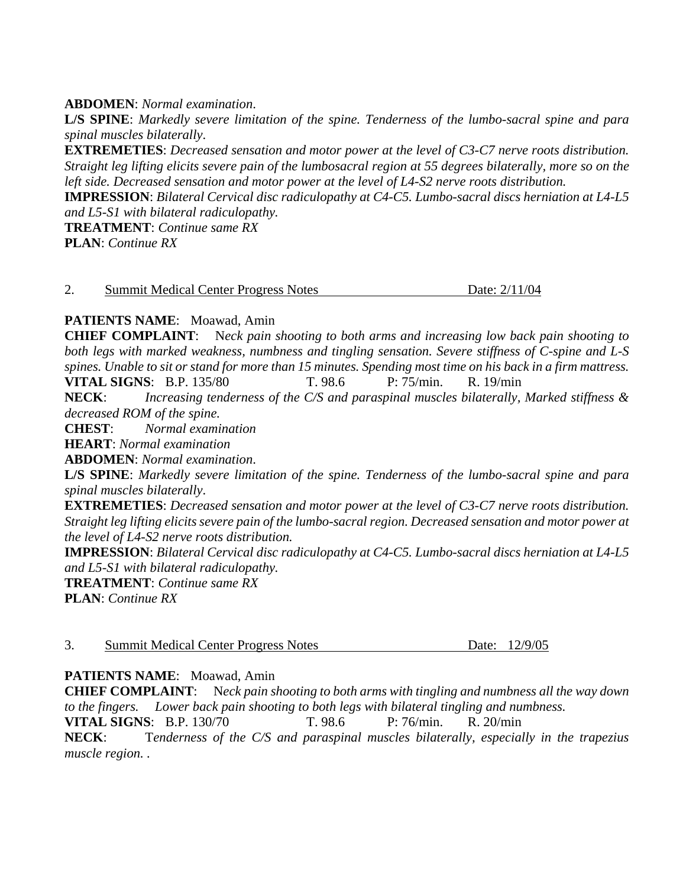**ABDOMEN**: *Normal examination*.

**L/S SPINE**: *Markedly severe limitation of the spine. Tenderness of the lumbo-sacral spine and para spinal muscles bilaterally*.

**EXTREMETIES**: *Decreased sensation and motor power at the level of C3-C7 nerve roots distribution. Straight leg lifting elicits severe pain of the lumbosacral region at 55 degrees bilaterally, more so on the left side. Decreased sensation and motor power at the level of L4-S2 nerve roots distribution.*

**IMPRESSION**: *Bilateral Cervical disc radiculopathy at C4-C5. Lumbo-sacral discs herniation at L4-L5 and L5-S1 with bilateral radiculopathy.*

**TREATMENT**: *Continue same RX*

**PLAN**: *Continue RX*

2. Summit Medical Center Progress Notes Date: 2/11/04

**PATIENTS NAME**: Moawad, Amin

**CHIEF COMPLAINT**: N*eck pain shooting to both arms and increasing low back pain shooting to both legs with marked weakness, numbness and tingling sensation. Severe stiffness of C-spine and L-S spines. Unable to sit or stand for more than 15 minutes. Spending most time on his back in a firm mattress.*

**VITAL SIGNS**: B.P. 135/80 T. 98.6 P: 75/min. R. 19/min

**NECK**: *Increasing tenderness of the C/S and paraspinal muscles bilaterally, Marked stiffness & decreased ROM of the spine.*

**CHEST**: *Normal examination*

**HEART**: *Normal examination*

**ABDOMEN**: *Normal examination*.

**L/S SPINE**: *Markedly severe limitation of the spine. Tenderness of the lumbo-sacral spine and para spinal muscles bilaterally*.

**EXTREMETIES**: *Decreased sensation and motor power at the level of C3-C7 nerve roots distribution. Straight leg lifting elicits severe pain of the lumbo-sacral region. Decreased sensation and motor power at the level of L4-S2 nerve roots distribution.*

**IMPRESSION**: *Bilateral Cervical disc radiculopathy at C4-C5. Lumbo-sacral discs herniation at L4-L5 and L5-S1 with bilateral radiculopathy.*

**TREATMENT**: *Continue same RX*

**PLAN**: *Continue RX*

3. Summit Medical Center Progress Notes Date: 12/9/05

**PATIENTS NAME**: Moawad, Amin

**CHIEF COMPLAINT**: N*eck pain shooting to both arms with tingling and numbness all the way down to the fingers. Lower back pain shooting to both legs with bilateral tingling and numbness.*

**VITAL SIGNS**: B.P. 130/70 T. 98.6 P: 76/min. R. 20/min

**NECK**: T*enderness of the C/S and paraspinal muscles bilaterally, especially in the trapezius muscle region. .*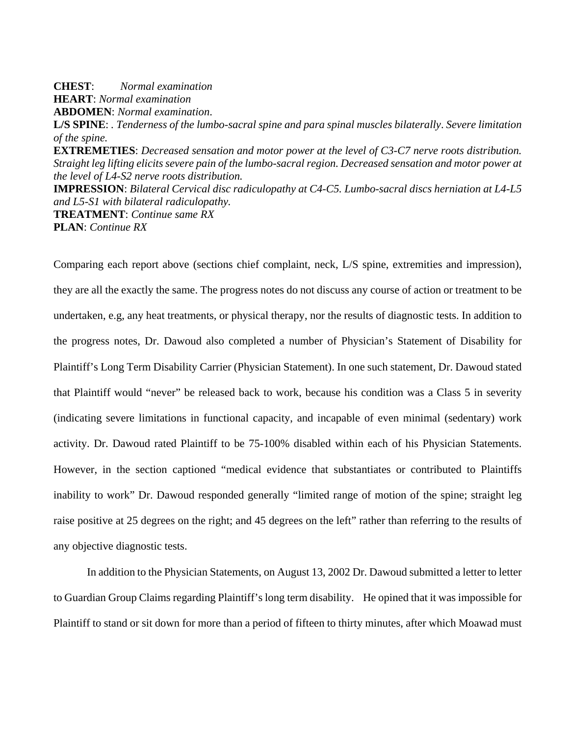**CHEST**: *Normal examination*
**HEART**: *Normal examination*
**ABDOMEN**: *Normal examination*.
**L/S SPINE**: . *Tenderness of the lumbo-sacral spine and para spinal muscles bilaterally*. *Severe limitation of the spine.*
**EXTREMETIES**: *Decreased sensation and motor power at the level of C3-C7 nerve roots distribution. Straight leg lifting elicits severe pain of the lumbo-sacral region. Decreased sensation and motor power at the level of L4-S2 nerve roots distribution.*
**IMPRESSION**: *Bilateral Cervical disc radiculopathy at C4-C5. Lumbo-sacral discs herniation at L4-L5 and L5-S1 with bilateral radiculopathy.*
**TREATMENT**: *Continue same RX*
**PLAN**: *Continue RX*

Comparing each report above (sections chief complaint, neck, L/S spine, extremities and impression), they are all the exactly the same. The progress notes do not discuss any course of action or treatment to be undertaken, e.g, any heat treatments, or physical therapy, nor the results of diagnostic tests. In addition to the progress notes, Dr. Dawoud also completed a number of Physician's Statement of Disability for Plaintiff's Long Term Disability Carrier (Physician Statement). In one such statement, Dr. Dawoud stated that Plaintiff would "never" be released back to work, because his condition was a Class 5 in severity (indicating severe limitations in functional capacity, and incapable of even minimal (sedentary) work activity. Dr. Dawoud rated Plaintiff to be 75-100% disabled within each of his Physician Statements. However, in the section captioned "medical evidence that substantiates or contributed to Plaintiffs inability to work" Dr. Dawoud responded generally "limited range of motion of the spine; straight leg raise positive at 25 degrees on the right; and 45 degrees on the left" rather than referring to the results of any objective diagnostic tests.

In addition to the Physician Statements, on August 13, 2002 Dr. Dawoud submitted a letter to letter to Guardian Group Claims regarding Plaintiff's long term disability. He opined that it was impossible for Plaintiff to stand or sit down for more than a period of fifteen to thirty minutes, after which Moawad must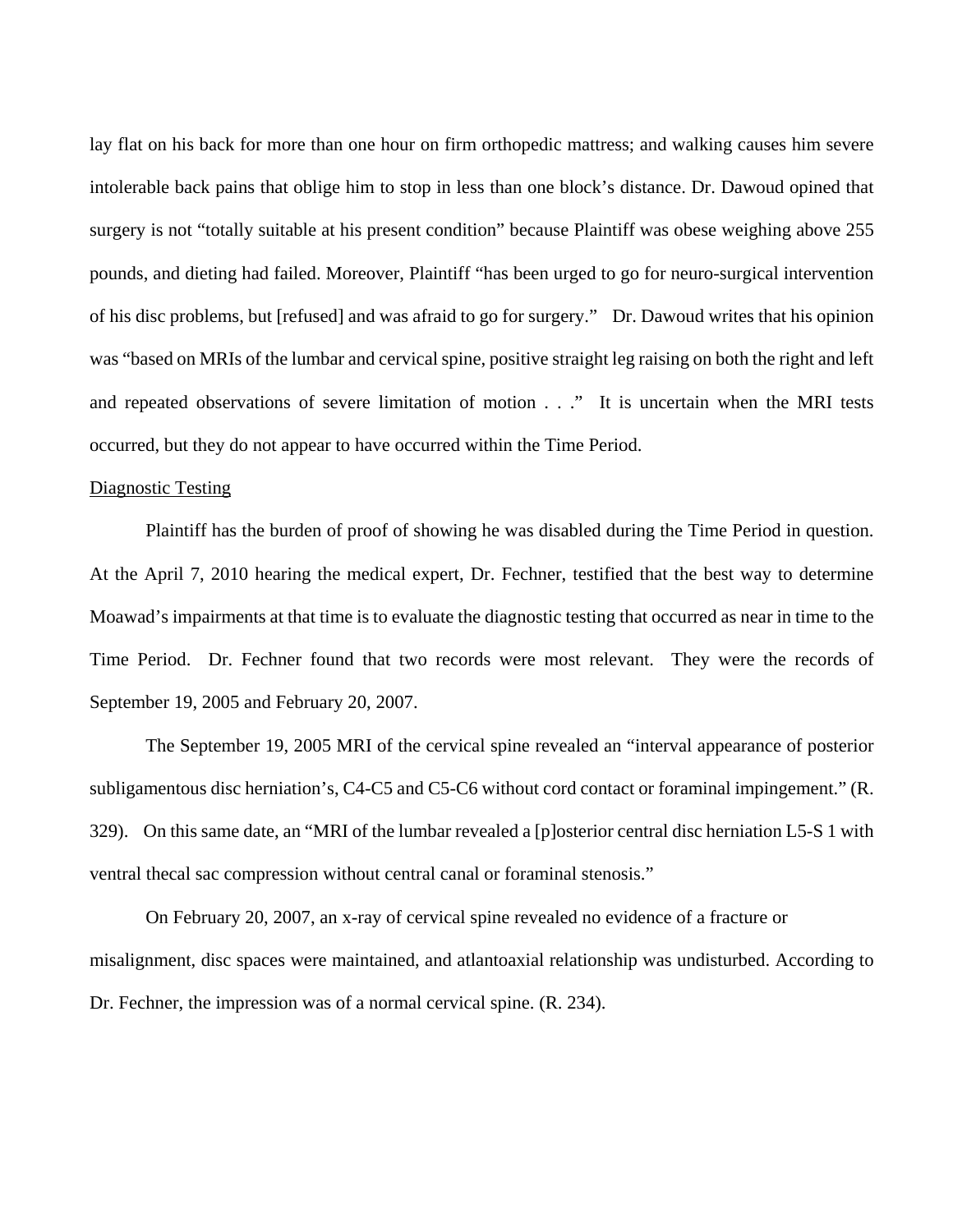lay flat on his back for more than one hour on firm orthopedic mattress; and walking causes him severe intolerable back pains that oblige him to stop in less than one block's distance. Dr. Dawoud opined that surgery is not "totally suitable at his present condition" because Plaintiff was obese weighing above 255 pounds, and dieting had failed. Moreover, Plaintiff "has been urged to go for neuro-surgical intervention of his disc problems, but [refused] and was afraid to go for surgery." Dr. Dawoud writes that his opinion was "based on MRIs of the lumbar and cervical spine, positive straight leg raising on both the right and left and repeated observations of severe limitation of motion . . ." It is uncertain when the MRI tests occurred, but they do not appear to have occurred within the Time Period.

Diagnostic Testing

Plaintiff has the burden of proof of showing he was disabled during the Time Period in question. At the April 7, 2010 hearing the medical expert, Dr. Fechner, testified that the best way to determine Moawad's impairments at that time is to evaluate the diagnostic testing that occurred as near in time to the Time Period. Dr. Fechner found that two records were most relevant. They were the records of September 19, 2005 and February 20, 2007.

The September 19, 2005 MRI of the cervical spine revealed an "interval appearance of posterior subligamentous disc herniation's, C4-C5 and C5-C6 without cord contact or foraminal impingement." (R. 329). On this same date, an "MRI of the lumbar revealed a [p]osterior central disc herniation L5-S 1 with ventral thecal sac compression without central canal or foraminal stenosis."

On February 20, 2007, an x-ray of cervical spine revealed no evidence of a fracture or misalignment, disc spaces were maintained, and atlantoaxial relationship was undisturbed. According to Dr. Fechner, the impression was of a normal cervical spine. (R. 234).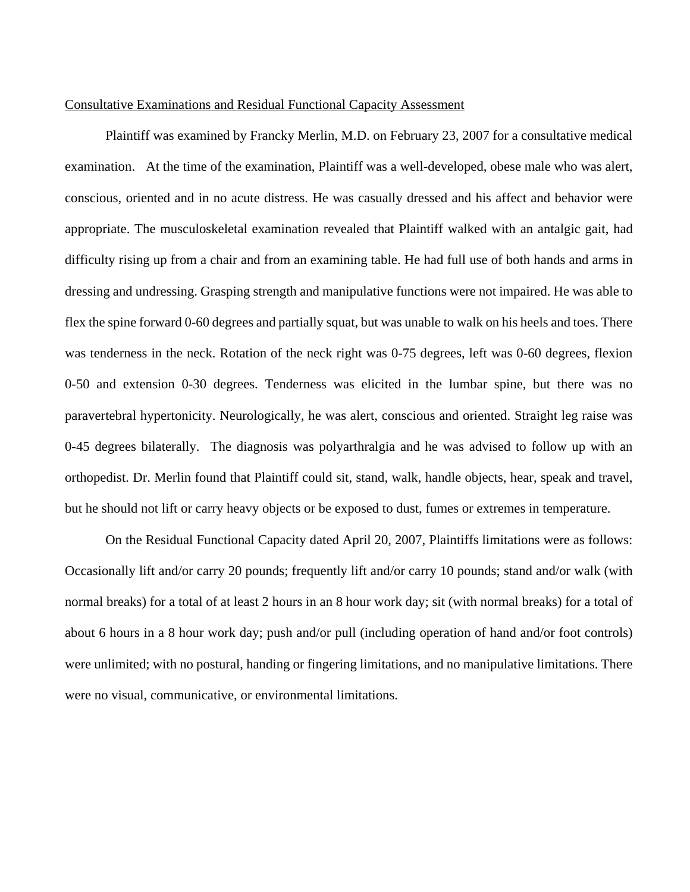<u>Consultative Examinations and Residual Functional Capacity Assessment</u>

Plaintiff was examined by Francky Merlin, M.D. on February 23, 2007 for a consultative medical examination. At the time of the examination, Plaintiff was a well-developed, obese male who was alert, conscious, oriented and in no acute distress. He was casually dressed and his affect and behavior were appropriate. The musculoskeletal examination revealed that Plaintiff walked with an antalgic gait, had difficulty rising up from a chair and from an examining table. He had full use of both hands and arms in dressing and undressing. Grasping strength and manipulative functions were not impaired. He was able to flex the spine forward 0-60 degrees and partially squat, but was unable to walk on his heels and toes. There was tenderness in the neck. Rotation of the neck right was 0-75 degrees, left was 0-60 degrees, flexion 0-50 and extension 0-30 degrees. Tenderness was elicited in the lumbar spine, but there was no paravertebral hypertonicity. Neurologically, he was alert, conscious and oriented. Straight leg raise was 0-45 degrees bilaterally. The diagnosis was polyarthralgia and he was advised to follow up with an orthopedist. Dr. Merlin found that Plaintiff could sit, stand, walk, handle objects, hear, speak and travel, but he should not lift or carry heavy objects or be exposed to dust, fumes or extremes in temperature.

On the Residual Functional Capacity dated April 20, 2007, Plaintiffs limitations were as follows: Occasionally lift and/or carry 20 pounds; frequently lift and/or carry 10 pounds; stand and/or walk (with normal breaks) for a total of at least 2 hours in an 8 hour work day; sit (with normal breaks) for a total of about 6 hours in a 8 hour work day; push and/or pull (including operation of hand and/or foot controls) were unlimited; with no postural, handing or fingering limitations, and no manipulative limitations. There were no visual, communicative, or environmental limitations.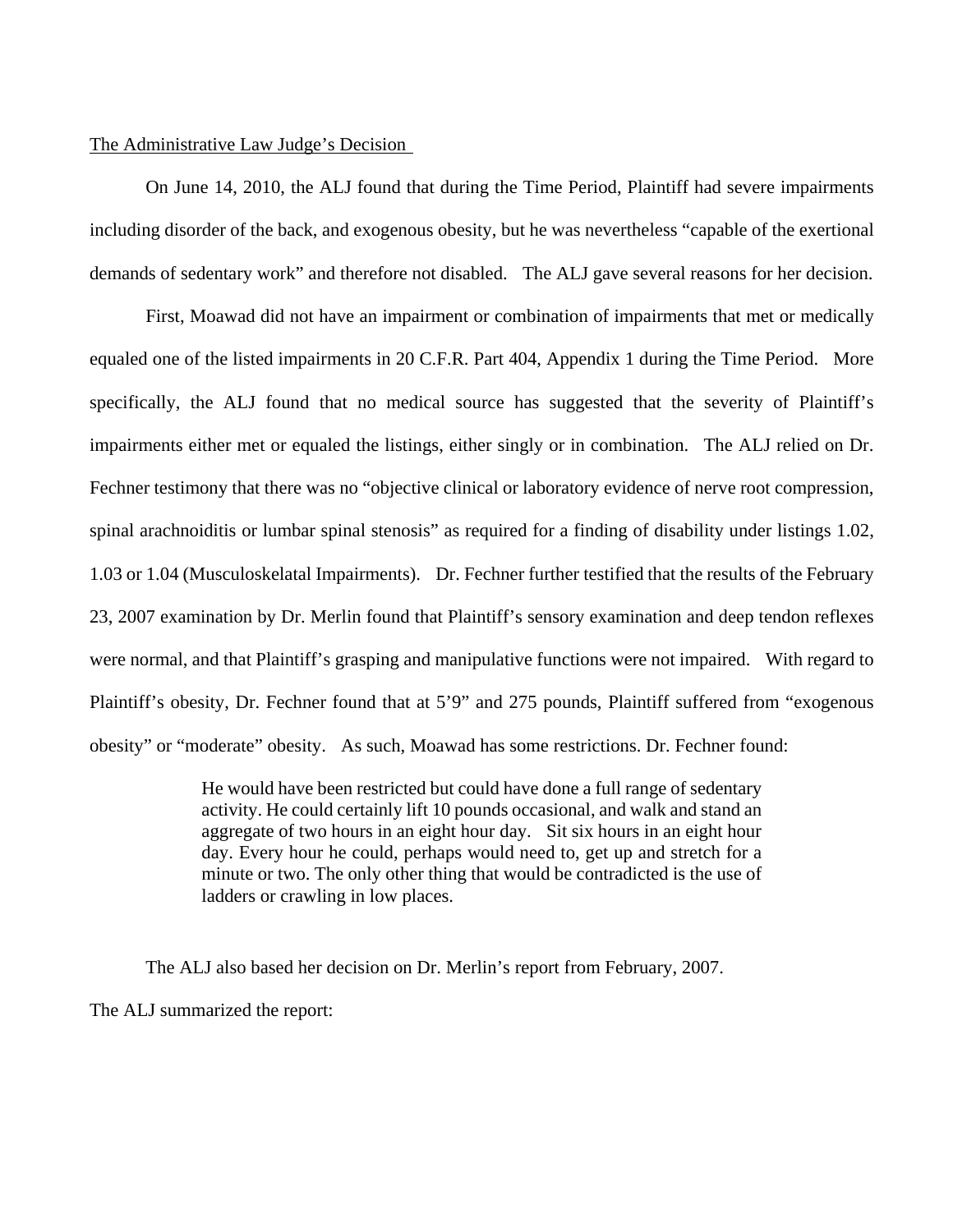<u>The Administrative Law Judge's Decision</u>

On June 14, 2010, the ALJ found that during the Time Period, Plaintiff had severe impairments including disorder of the back, and exogenous obesity, but he was nevertheless "capable of the exertional demands of sedentary work" and therefore not disabled. The ALJ gave several reasons for her decision.

First, Moawad did not have an impairment or combination of impairments that met or medically equaled one of the listed impairments in 20 C.F.R. Part 404, Appendix 1 during the Time Period. More specifically, the ALJ found that no medical source has suggested that the severity of Plaintiff's impairments either met or equaled the listings, either singly or in combination. The ALJ relied on Dr. Fechner testimony that there was no "objective clinical or laboratory evidence of nerve root compression, spinal arachnoiditis or lumbar spinal stenosis" as required for a finding of disability under listings 1.02, 1.03 or 1.04 (Musculoskelatal Impairments). Dr. Fechner further testified that the results of the February 23, 2007 examination by Dr. Merlin found that Plaintiff's sensory examination and deep tendon reflexes were normal, and that Plaintiff's grasping and manipulative functions were not impaired. With regard to Plaintiff's obesity, Dr. Fechner found that at 5'9" and 275 pounds, Plaintiff suffered from "exogenous obesity" or "moderate" obesity. As such, Moawad has some restrictions. Dr. Fechner found:

> He would have been restricted but could have done a full range of sedentary activity. He could certainly lift 10 pounds occasional, and walk and stand an aggregate of two hours in an eight hour day. Sit six hours in an eight hour day. Every hour he could, perhaps would need to, get up and stretch for a minute or two. The only other thing that would be contradicted is the use of ladders or crawling in low places.

The ALJ also based her decision on Dr. Merlin's report from February, 2007.

The ALJ summarized the report: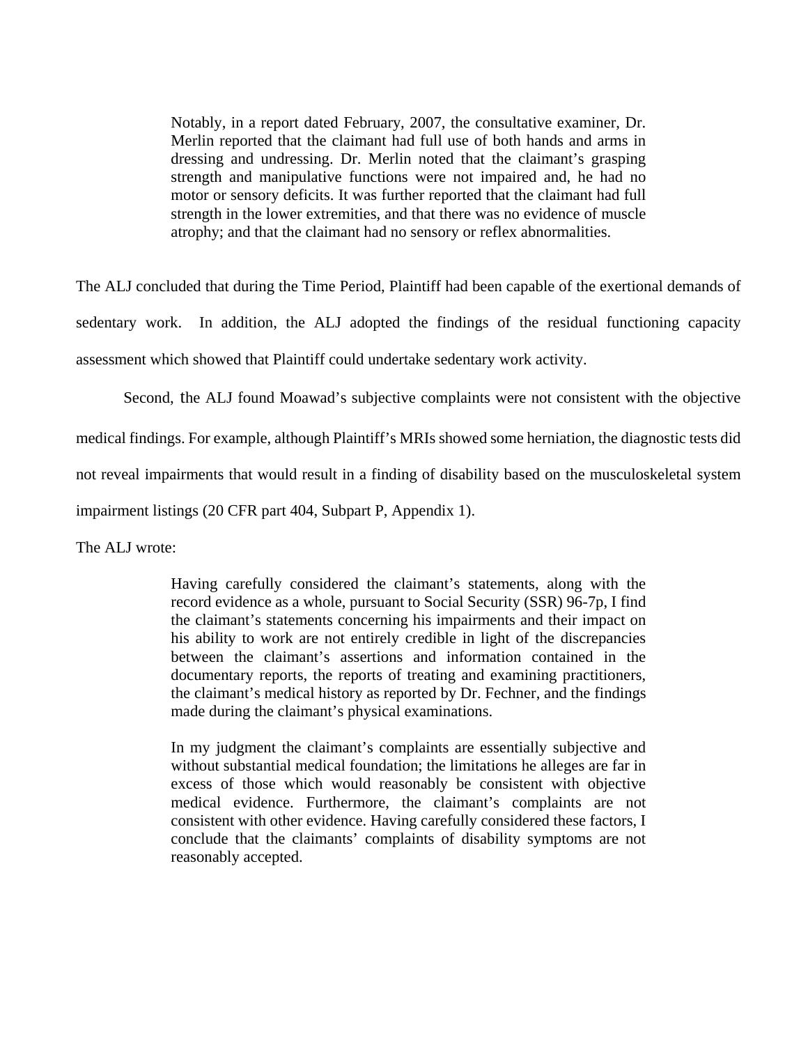> Notably, in a report dated February, 2007, the consultative examiner, Dr. Merlin reported that the claimant had full use of both hands and arms in dressing and undressing. Dr. Merlin noted that the claimant's grasping strength and manipulative functions were not impaired and, he had no motor or sensory deficits. It was further reported that the claimant had full strength in the lower extremities, and that there was no evidence of muscle atrophy; and that the claimant had no sensory or reflex abnormalities.

The ALJ concluded that during the Time Period, Plaintiff had been capable of the exertional demands of sedentary work. In addition, the ALJ adopted the findings of the residual functioning capacity assessment which showed that Plaintiff could undertake sedentary work activity.

Second, the ALJ found Moawad's subjective complaints were not consistent with the objective medical findings. For example, although Plaintiff's MRIs showed some herniation, the diagnostic tests did not reveal impairments that would result in a finding of disability based on the musculoskeletal system impairment listings (20 CFR part 404, Subpart P, Appendix 1).

The ALJ wrote:

> Having carefully considered the claimant's statements, along with the record evidence as a whole, pursuant to Social Security (SSR) 96-7p, I find the claimant's statements concerning his impairments and their impact on his ability to work are not entirely credible in light of the discrepancies between the claimant's assertions and information contained in the documentary reports, the reports of treating and examining practitioners, the claimant's medical history as reported by Dr. Fechner, and the findings made during the claimant's physical examinations.
>
> In my judgment the claimant's complaints are essentially subjective and without substantial medical foundation; the limitations he alleges are far in excess of those which would reasonably be consistent with objective medical evidence. Furthermore, the claimant's complaints are not consistent with other evidence. Having carefully considered these factors, I conclude that the claimants' complaints of disability symptoms are not reasonably accepted.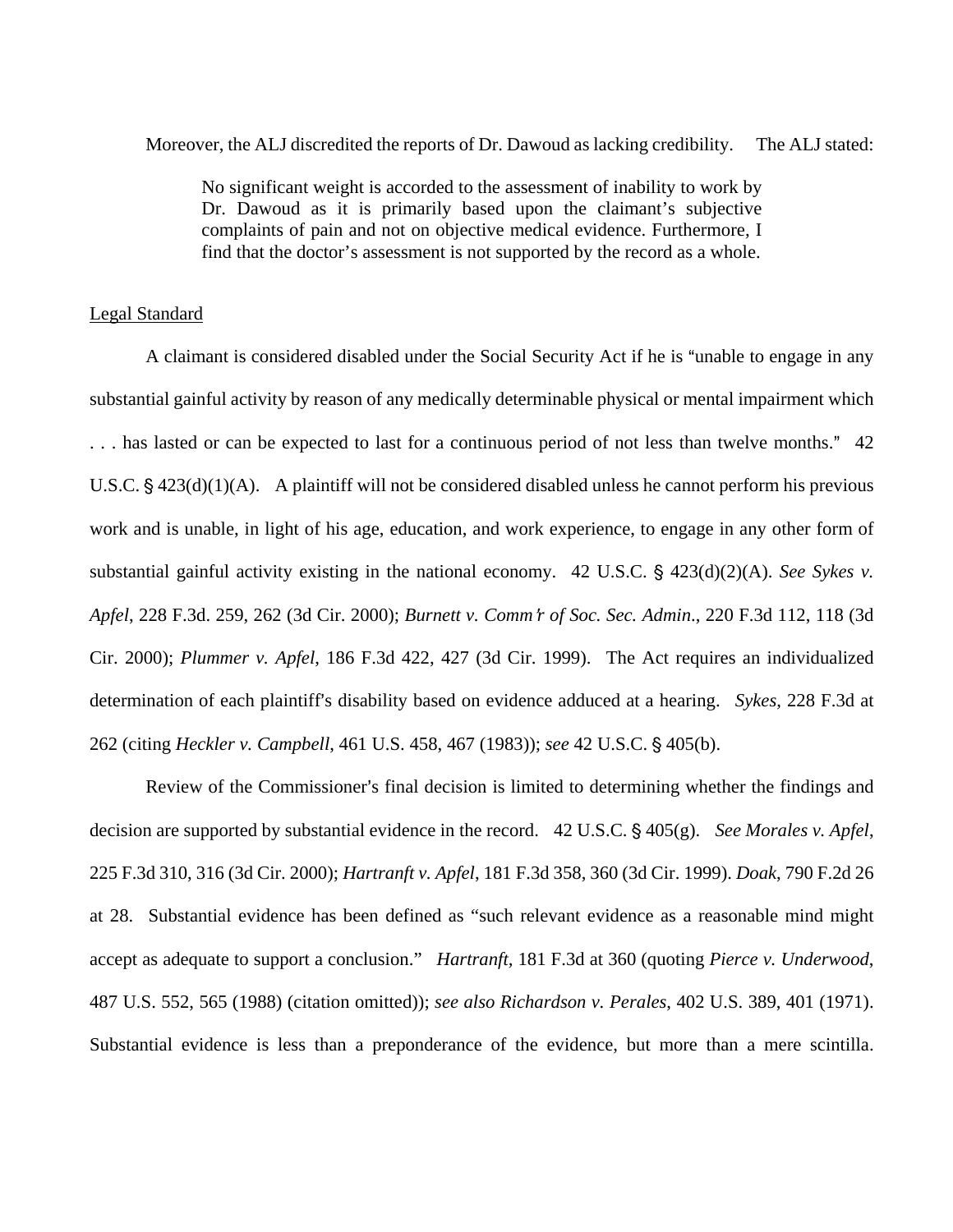Moreover, the ALJ discredited the reports of Dr. Dawoud as lacking credibility. The ALJ stated:

> No significant weight is accorded to the assessment of inability to work by Dr. Dawoud as it is primarily based upon the claimant's subjective complaints of pain and not on objective medical evidence. Furthermore, I find that the doctor's assessment is not supported by the record as a whole.

<u>Legal Standard</u>

A claimant is considered disabled under the Social Security Act if he is "unable to engage in any substantial gainful activity by reason of any medically determinable physical or mental impairment which . . . has lasted or can be expected to last for a continuous period of not less than twelve months." 42 U.S.C. § 423(d)(1)(A). A plaintiff will not be considered disabled unless he cannot perform his previous work and is unable, in light of his age, education, and work experience, to engage in any other form of substantial gainful activity existing in the national economy. 42 U.S.C. § 423(d)(2)(A). *See Sykes v. Apfel*, 228 F.3d. 259, 262 (3d Cir. 2000); *Burnett v. Comm'r of Soc. Sec. Admin.*, 220 F.3d 112, 118 (3d Cir. 2000); *Plummer v. Apfel*, 186 F.3d 422, 427 (3d Cir. 1999). The Act requires an individualized determination of each plaintiff's disability based on evidence adduced at a hearing. *Sykes*, 228 F.3d at 262 (citing *Heckler v. Campbell*, 461 U.S. 458, 467 (1983)); *see* 42 U.S.C. § 405(b).

Review of the Commissioner's final decision is limited to determining whether the findings and decision are supported by substantial evidence in the record. 42 U.S.C. § 405(g). *See Morales v. Apfel*, 225 F.3d 310, 316 (3d Cir. 2000); *Hartranft v. Apfel*, 181 F.3d 358, 360 (3d Cir. 1999). *Doak*, 790 F.2d 26 at 28. Substantial evidence has been defined as "such relevant evidence as a reasonable mind might accept as adequate to support a conclusion." *Hartranft*, 181 F.3d at 360 (quoting *Pierce v. Underwood*, 487 U.S. 552, 565 (1988) (citation omitted)); *see also Richardson v. Perales*, 402 U.S. 389, 401 (1971). Substantial evidence is less than a preponderance of the evidence, but more than a mere scintilla.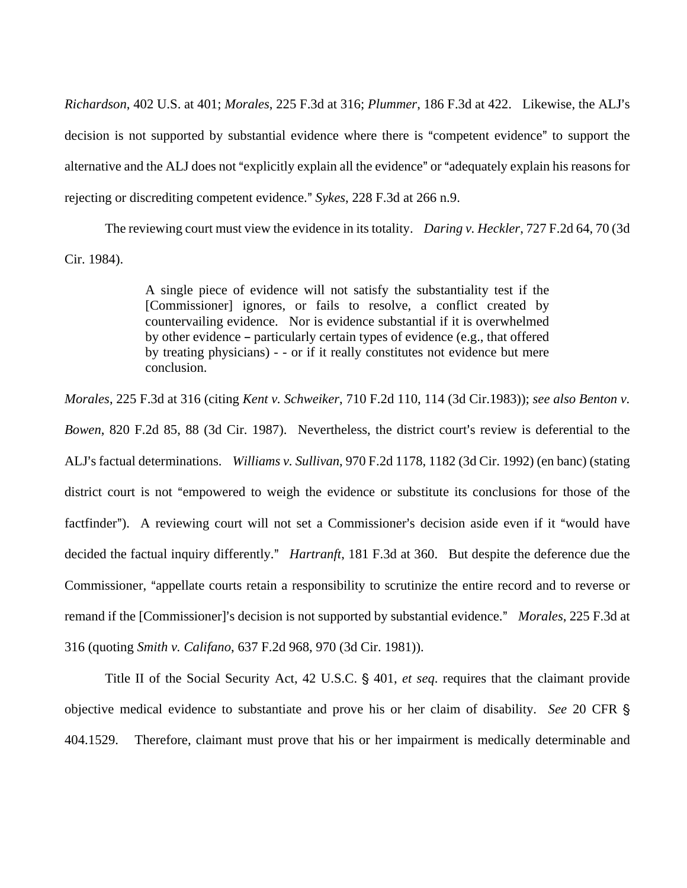*Richardson*, 402 U.S. at 401; *Morales*, 225 F.3d at 316; *Plummer*, 186 F.3d at 422. Likewise, the ALJ's decision is not supported by substantial evidence where there is "competent evidence" to support the alternative and the ALJ does not "explicitly explain all the evidence" or "adequately explain his reasons for rejecting or discrediting competent evidence." *Sykes*, 228 F.3d at 266 n.9.

The reviewing court must view the evidence in its totality. *Daring v. Heckler*, 727 F.2d 64, 70 (3d Cir. 1984).

> A single piece of evidence will not satisfy the substantiality test if the [Commissioner] ignores, or fails to resolve, a conflict created by countervailing evidence. Nor is evidence substantial if it is overwhelmed by other evidence – particularly certain types of evidence (e.g., that offered by treating physicians) - - or if it really constitutes not evidence but mere conclusion.

*Morales*, 225 F.3d at 316 (citing *Kent v. Schweiker*, 710 F.2d 110, 114 (3d Cir.1983)); *see also Benton v. Bowen*, 820 F.2d 85, 88 (3d Cir. 1987). Nevertheless, the district court's review is deferential to the ALJ's factual determinations. *Williams v. Sullivan*, 970 F.2d 1178, 1182 (3d Cir. 1992) (en banc) (stating district court is not "empowered to weigh the evidence or substitute its conclusions for those of the factfinder"). A reviewing court will not set a Commissioner's decision aside even if it "would have decided the factual inquiry differently." *Hartranft*, 181 F.3d at 360. But despite the deference due the Commissioner, "appellate courts retain a responsibility to scrutinize the entire record and to reverse or remand if the [Commissioner]'s decision is not supported by substantial evidence." *Morales*, 225 F.3d at 316 (quoting *Smith v. Califano*, 637 F.2d 968, 970 (3d Cir. 1981)).

Title II of the Social Security Act, 42 U.S.C. § 401, *et seq*. requires that the claimant provide objective medical evidence to substantiate and prove his or her claim of disability. *See* 20 CFR § 404.1529. Therefore, claimant must prove that his or her impairment is medically determinable and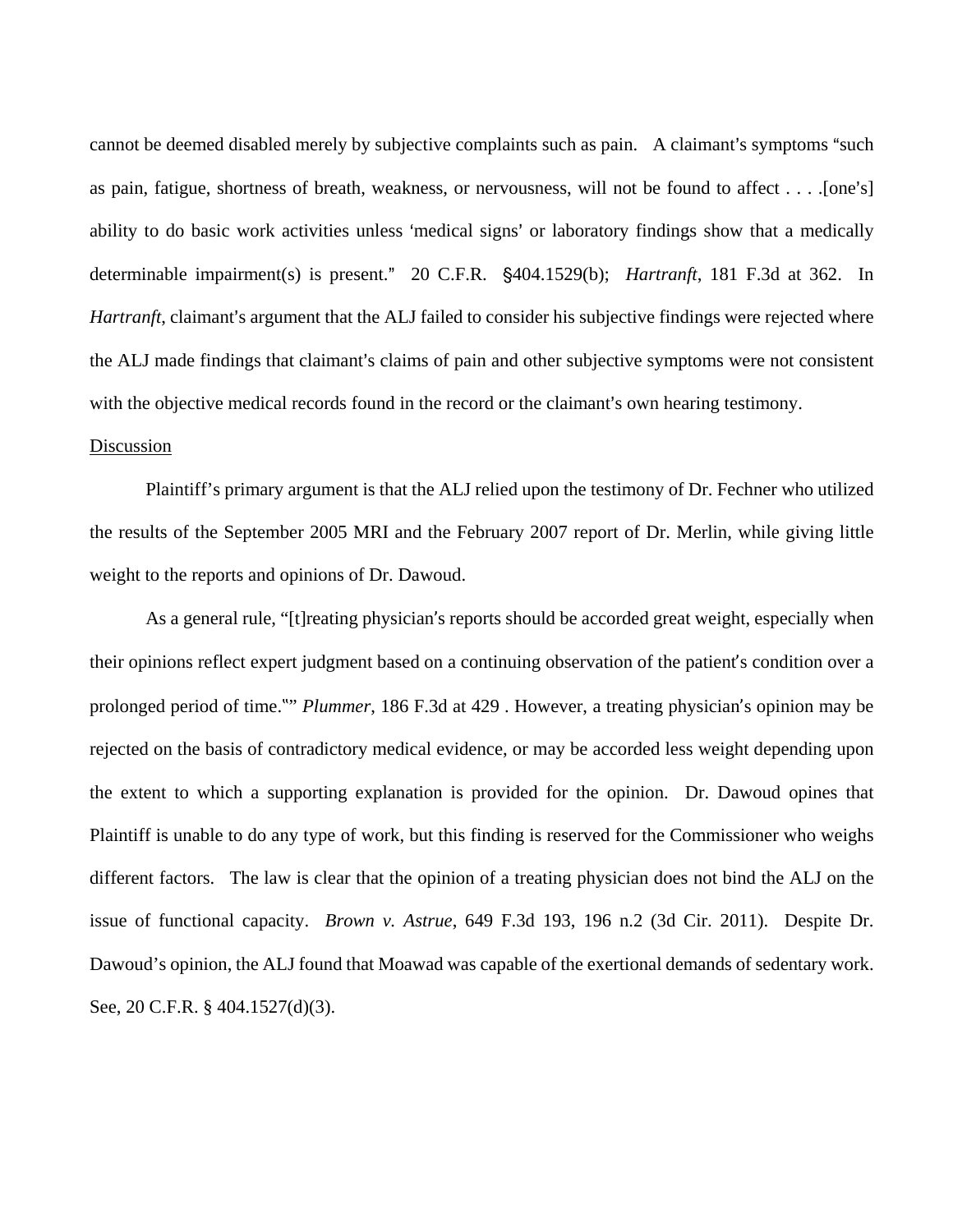cannot be deemed disabled merely by subjective complaints such as pain. A claimant's symptoms "such as pain, fatigue, shortness of breath, weakness, or nervousness, will not be found to affect . . . .[one's] ability to do basic work activities unless 'medical signs' or laboratory findings show that a medically determinable impairment(s) is present." 20 C.F.R. §404.1529(b); *Hartranft*, 181 F.3d at 362. In *Hartranft*, claimant's argument that the ALJ failed to consider his subjective findings were rejected where the ALJ made findings that claimant's claims of pain and other subjective symptoms were not consistent with the objective medical records found in the record or the claimant's own hearing testimony.

Discussion

Plaintiff's primary argument is that the ALJ relied upon the testimony of Dr. Fechner who utilized the results of the September 2005 MRI and the February 2007 report of Dr. Merlin, while giving little weight to the reports and opinions of Dr. Dawoud.

As a general rule, "[t]reating physician's reports should be accorded great weight, especially when their opinions reflect expert judgment based on a continuing observation of the patient's condition over a prolonged period of time."" *Plummer*, 186 F.3d at 429 . However, a treating physician's opinion may be rejected on the basis of contradictory medical evidence, or may be accorded less weight depending upon the extent to which a supporting explanation is provided for the opinion. Dr. Dawoud opines that Plaintiff is unable to do any type of work, but this finding is reserved for the Commissioner who weighs different factors. The law is clear that the opinion of a treating physician does not bind the ALJ on the issue of functional capacity. *Brown v. Astrue*, 649 F.3d 193, 196 n.2 (3d Cir. 2011). Despite Dr. Dawoud's opinion, the ALJ found that Moawad was capable of the exertional demands of sedentary work. See, 20 C.F.R. § 404.1527(d)(3).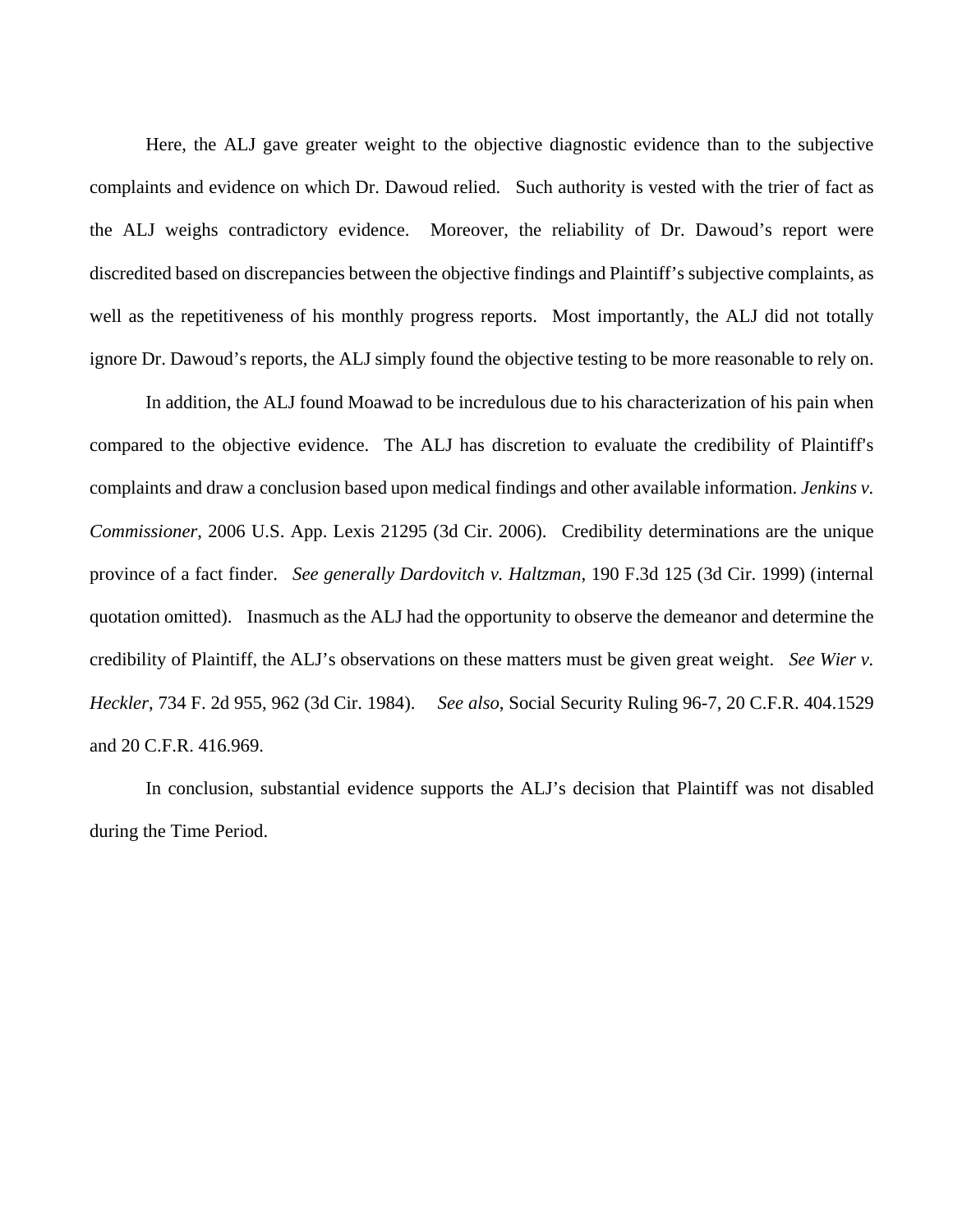Here, the ALJ gave greater weight to the objective diagnostic evidence than to the subjective complaints and evidence on which Dr. Dawoud relied. Such authority is vested with the trier of fact as the ALJ weighs contradictory evidence. Moreover, the reliability of Dr. Dawoud's report were discredited based on discrepancies between the objective findings and Plaintiff's subjective complaints, as well as the repetitiveness of his monthly progress reports. Most importantly, the ALJ did not totally ignore Dr. Dawoud's reports, the ALJ simply found the objective testing to be more reasonable to rely on.

In addition, the ALJ found Moawad to be incredulous due to his characterization of his pain when compared to the objective evidence. The ALJ has discretion to evaluate the credibility of Plaintiff's complaints and draw a conclusion based upon medical findings and other available information. *Jenkins v. Commissioner*, 2006 U.S. App. Lexis 21295 (3d Cir. 2006). Credibility determinations are the unique province of a fact finder. *See generally Dardovitch v. Haltzman*, 190 F.3d 125 (3d Cir. 1999) (internal quotation omitted). Inasmuch as the ALJ had the opportunity to observe the demeanor and determine the credibility of Plaintiff, the ALJ's observations on these matters must be given great weight. *See Wier v. Heckler*, 734 F. 2d 955, 962 (3d Cir. 1984). *See also*, Social Security Ruling 96-7, 20 C.F.R. 404.1529 and 20 C.F.R. 416.969.

In conclusion, substantial evidence supports the ALJ's decision that Plaintiff was not disabled during the Time Period.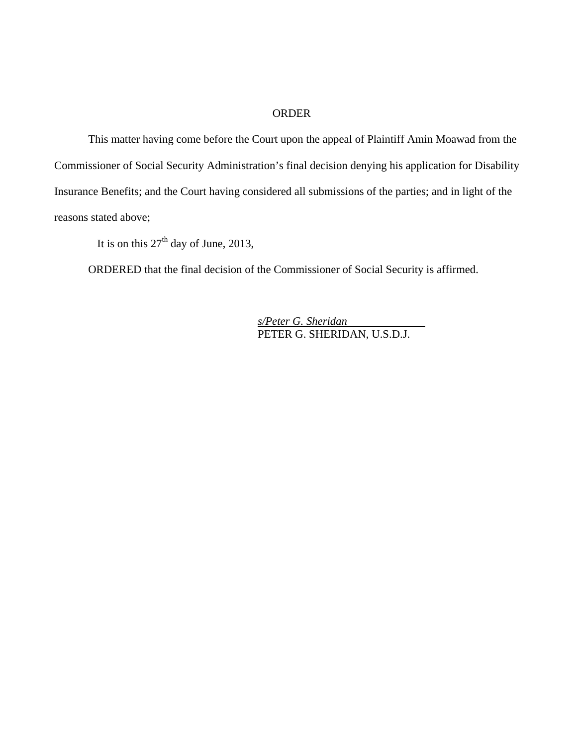## ORDER

This matter having come before the Court upon the appeal of Plaintiff Amin Moawad from the Commissioner of Social Security Administration's final decision denying his application for Disability Insurance Benefits; and the Court having considered all submissions of the parties; and in light of the reasons stated above;

It is on this 27th day of June, 2013,

ORDERED that the final decision of the Commissioner of Social Security is affirmed.

*s/Peter G. Sheridan*
PETER G. SHERIDAN, U.S.D.J.